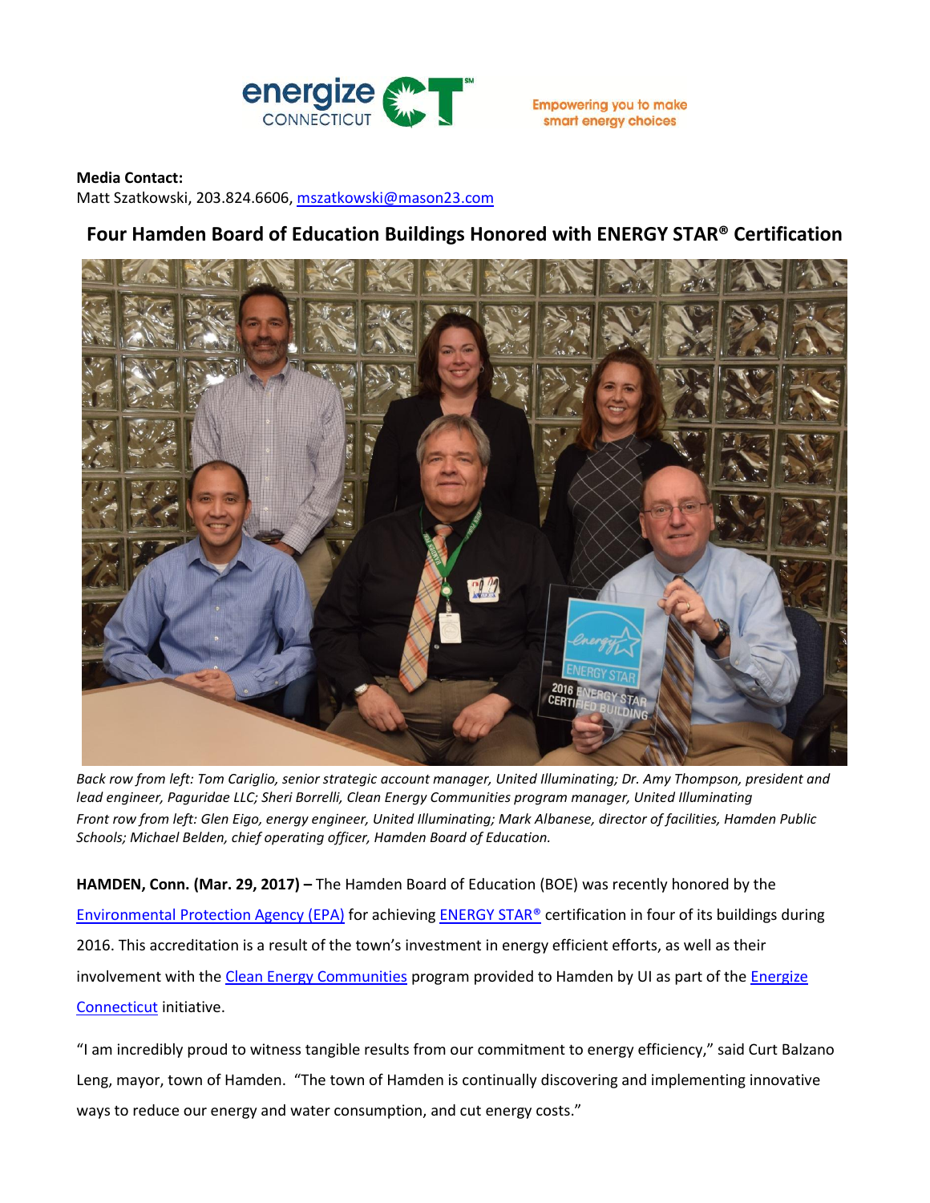energize CONNECTICUT

Empowering you to make smart energy choices

**Media Contact:**
Matt Szatkowski, 203.824.6606, mszatkowski@mason23.com

## Four Hamden Board of Education Buildings Honored with ENERGY STAR® Certification

*Back row from left: Tom Cariglio, senior strategic account manager, United Illuminating; Dr. Amy Thompson, president and lead engineer, Paguridae LLC; Sheri Borrelli, Clean Energy Communities program manager, United Illuminating*
*Front row from left: Glen Eigo, energy engineer, United Illuminating; Mark Albanese, director of facilities, Hamden Public Schools; Michael Belden, chief operating officer, Hamden Board of Education.*

**HAMDEN, Conn. (Mar. 29, 2017) –** The Hamden Board of Education (BOE) was recently honored by the Environmental Protection Agency (EPA) for achieving ENERGY STAR® certification in four of its buildings during 2016. This accreditation is a result of the town's investment in energy efficient efforts, as well as their involvement with the Clean Energy Communities program provided to Hamden by UI as part of the Energize Connecticut initiative.

"I am incredibly proud to witness tangible results from our commitment to energy efficiency," said Curt Balzano Leng, mayor, town of Hamden. "The town of Hamden is continually discovering and implementing innovative ways to reduce our energy and water consumption, and cut energy costs."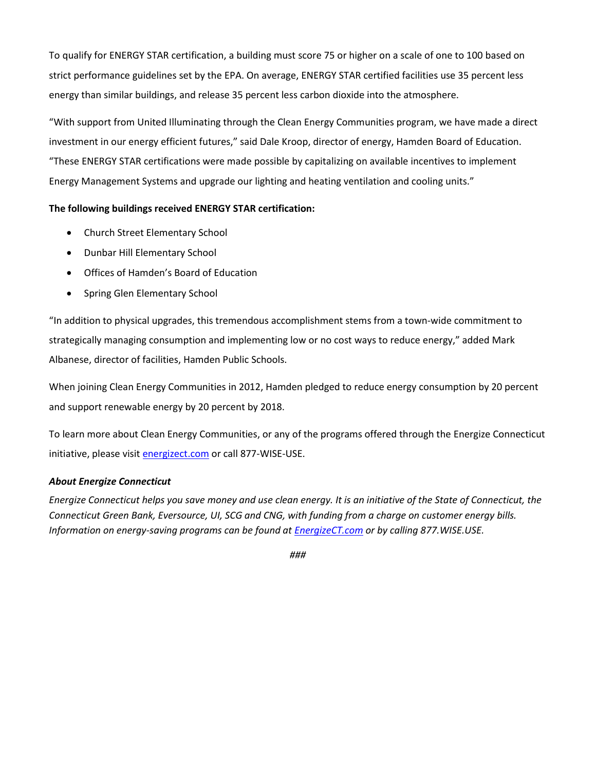To qualify for ENERGY STAR certification, a building must score 75 or higher on a scale of one to 100 based on strict performance guidelines set by the EPA. On average, ENERGY STAR certified facilities use 35 percent less energy than similar buildings, and release 35 percent less carbon dioxide into the atmosphere.

"With support from United Illuminating through the Clean Energy Communities program, we have made a direct investment in our energy efficient futures," said Dale Kroop, director of energy, Hamden Board of Education. "These ENERGY STAR certifications were made possible by capitalizing on available incentives to implement Energy Management Systems and upgrade our lighting and heating ventilation and cooling units."

**The following buildings received ENERGY STAR certification:**

- Church Street Elementary School
- Dunbar Hill Elementary School
- Offices of Hamden's Board of Education
- Spring Glen Elementary School

"In addition to physical upgrades, this tremendous accomplishment stems from a town-wide commitment to strategically managing consumption and implementing low or no cost ways to reduce energy," added Mark Albanese, director of facilities, Hamden Public Schools.

When joining Clean Energy Communities in 2012, Hamden pledged to reduce energy consumption by 20 percent and support renewable energy by 20 percent by 2018.

To learn more about Clean Energy Communities, or any of the programs offered through the Energize Connecticut initiative, please visit [energizect.com](energizect.com) or call 877-WISE-USE.

***About Energize Connecticut***

*Energize Connecticut helps you save money and use clean energy. It is an initiative of the State of Connecticut, the Connecticut Green Bank, Eversource, UI, SCG and CNG, with funding from a charge on customer energy bills. Information on energy-saving programs can be found at [EnergizeCT.com](EnergizeCT.com) or by calling 877.WISE.USE.*

###